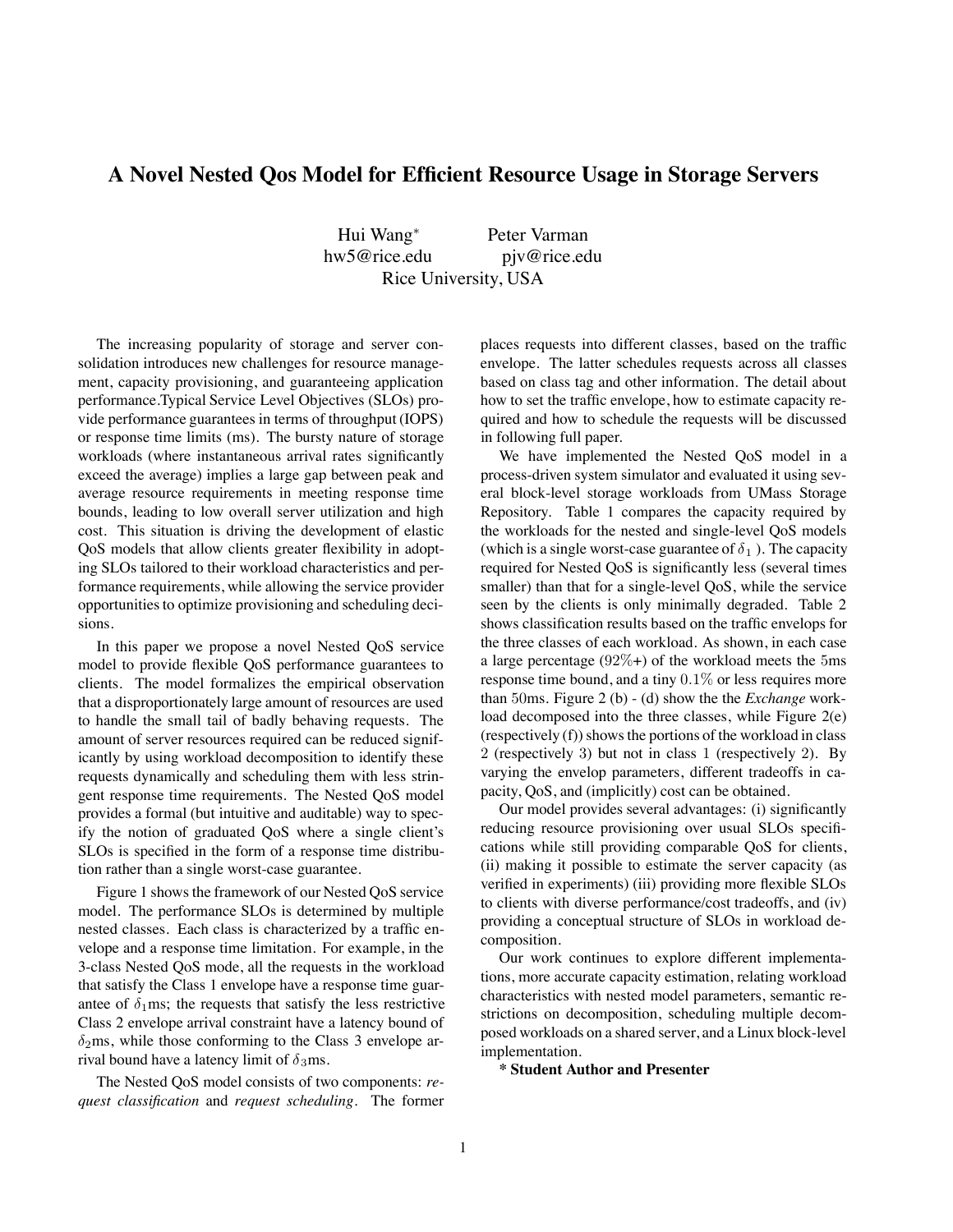# A Novel Nested Qos Model for Efficient Resource Usage in Storage Servers

Hui Wang* hw5@rice.edu

Peter Varman pjv@rice.edu

Rice University, USA

The increasing popularity of storage and server consolidation introduces new challenges for resource management, capacity provisioning, and guaranteeing application performance.Typical Service Level Objectives (SLOs) provide performance guarantees in terms of throughput (IOPS) or response time limits (ms). The bursty nature of storage workloads (where instantaneous arrival rates significantly exceed the average) implies a large gap between peak and average resource requirements in meeting response time bounds, leading to low overall server utilization and high cost. This situation is driving the development of elastic QoS models that allow clients greater flexibility in adopting SLOs tailored to their workload characteristics and performance requirements, while allowing the service provider opportunities to optimize provisioning and scheduling decisions.

In this paper we propose a novel Nested QoS service model to provide flexible QoS performance guarantees to clients. The model formalizes the empirical observation that a disproportionately large amount of resources are used to handle the small tail of badly behaving requests. The amount of server resources required can be reduced significantly by using workload decomposition to identify these requests dynamically and scheduling them with less stringent response time requirements. The Nested QoS model provides a formal (but intuitive and auditable) way to specify the notion of graduated QoS where a single client's SLOs is specified in the form of a response time distribution rather than a single worst-case guarantee.

Figure 1 shows the framework of our Nested QoS service model. The performance SLOs is determined by multiple nested classes. Each class is characterized by a traffic envelope and a response time limitation. For example, in the 3-class Nested QoS mode, all the requests in the workload that satisfy the Class 1 envelope have a response time guarantee of $\delta_1$ms; the requests that satisfy the less restrictive Class 2 envelope arrival constraint have a latency bound of $\delta_2$ms, while those conforming to the Class 3 envelope arrival bound have a latency limit of $\delta_3$ms.

The Nested QoS model consists of two components: *request classification* and *request scheduling*. The former places requests into different classes, based on the traffic envelope. The latter schedules requests across all classes based on class tag and other information. The detail about how to set the traffic envelope, how to estimate capacity required and how to schedule the requests will be discussed in following full paper.

We have implemented the Nested QoS model in a process-driven system simulator and evaluated it using several block-level storage workloads from UMass Storage Repository. Table 1 compares the capacity required by the workloads for the nested and single-level QoS models (which is a single worst-case guarantee of $\delta_1$ ). The capacity required for Nested QoS is significantly less (several times smaller) than that for a single-level QoS, while the service seen by the clients is only minimally degraded. Table 2 shows classification results based on the traffic envelops for the three classes of each workload. As shown, in each case a large percentage ($92\%$+) of the workload meets the $5$ms response time bound, and a tiny $0.1\%$ or less requires more than $50$ms. Figure 2 (b) - (d) show the the *Exchange* workload decomposed into the three classes, while Figure 2(e) (respectively (f)) shows the portions of the workload in class $2$ (respectively $3$) but not in class $1$ (respectively $2$). By varying the envelop parameters, different tradeoffs in capacity, QoS, and (implicitly) cost can be obtained.

Our model provides several advantages: (i) significantly reducing resource provisioning over usual SLOs specifications while still providing comparable QoS for clients, (ii) making it possible to estimate the server capacity (as verified in experiments) (iii) providing more flexible SLOs to clients with diverse performance/cost tradeoffs, and (iv) providing a conceptual structure of SLOs in workload decomposition.

Our work continues to explore different implementations, more accurate capacity estimation, relating workload characteristics with nested model parameters, semantic restrictions on decomposition, scheduling multiple decomposed workloads on a shared server, and a Linux block-level implementation.

**\* Student Author and Presenter**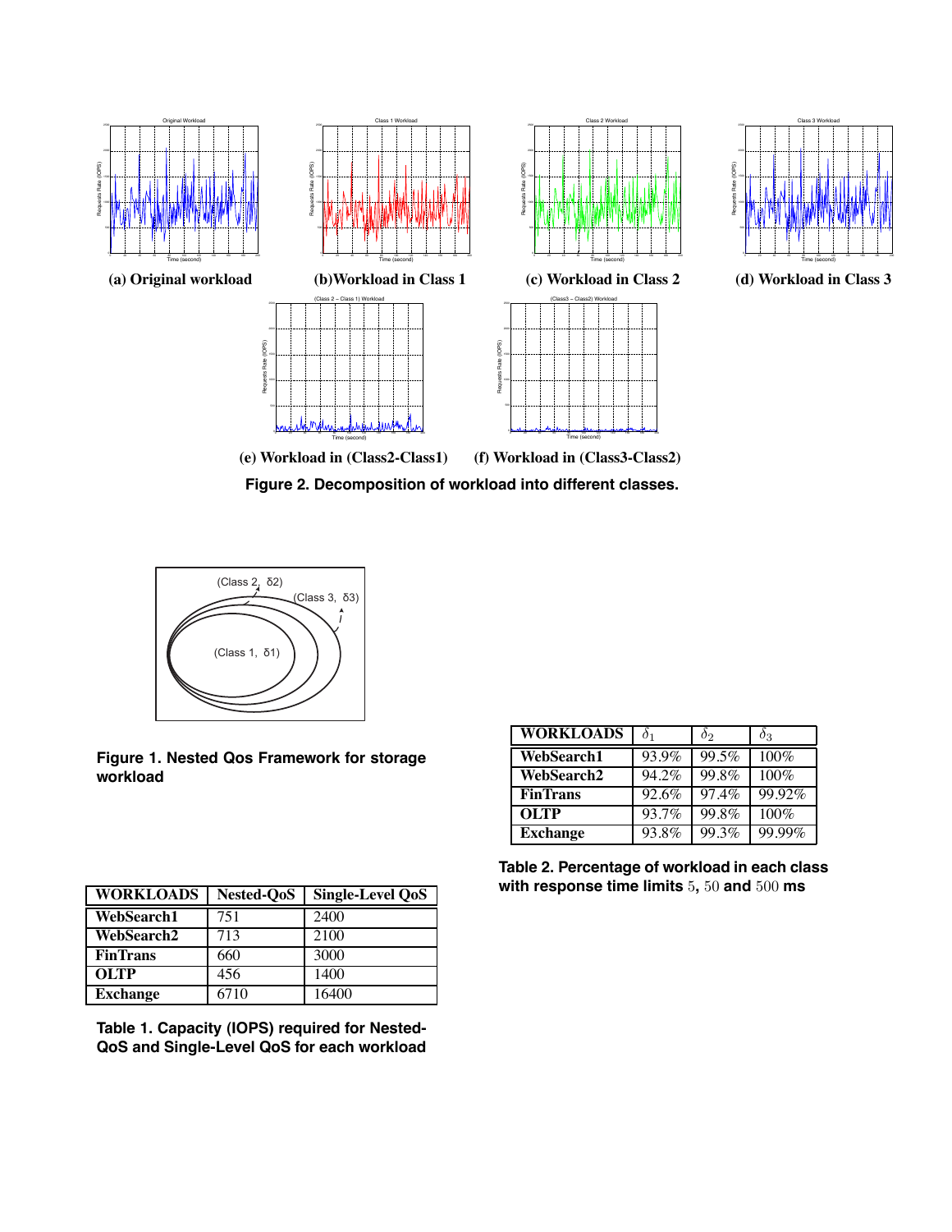Original Workload

Requests Rate (IOPS)

Time (second)

**(a) Original workload**

Class 1 Workload

Requests Rate (IOPS)

Time (second)

**(b)Workload in Class 1**

Class 2 Workload

Requests Rate (IOPS)

Time (second)

**(c) Workload in Class 2**

Class 3 Workload

Requests Rate (IOPS)

Time (second)

**(d) Workload in Class 3**

(Class 2 – Class 1) Workload

Requests Rate (IOPS)

Time (second)

**(e) Workload in (Class2-Class1)**

(Class3 – Class2) Workload

Requests Rate (IOPS)

Time (second)

**(f) Workload in (Class3-Class2)**

**Figure 2. Decomposition of workload into different classes.**

(Class 2, δ2)

(Class 3, δ3)

(Class 1, δ1)

**Figure 1. Nested Qos Framework for storage workload**

| WORKLOADS | Nested-QoS | Single-Level QoS |
|---|---|---|
| **WebSearch1** | 751 | 2400 |
| **WebSearch2** | 713 | 2100 |
| **FinTrans** | 660 | 3000 |
| **OLTP** | 456 | 1400 |
| **Exchange** | 6710 | 16400 |

**Table 1. Capacity (IOPS) required for Nested-QoS and Single-Level QoS for each workload**

| WORKLOADS | $\delta_1$ | $\delta_2$ | $\delta_3$ |
|---|---|---|---|
| **WebSearch1** | 93.9% | 99.5% | 100% |
| **WebSearch2** | 94.2% | 99.8% | 100% |
| **FinTrans** | 92.6% | 97.4% | 99.92% |
| **OLTP** | 93.7% | 99.8% | 100% |
| **Exchange** | 93.8% | 99.3% | 99.99% |

**Table 2. Percentage of workload in each class with response time limits $5$, $50$ and $500$ ms**